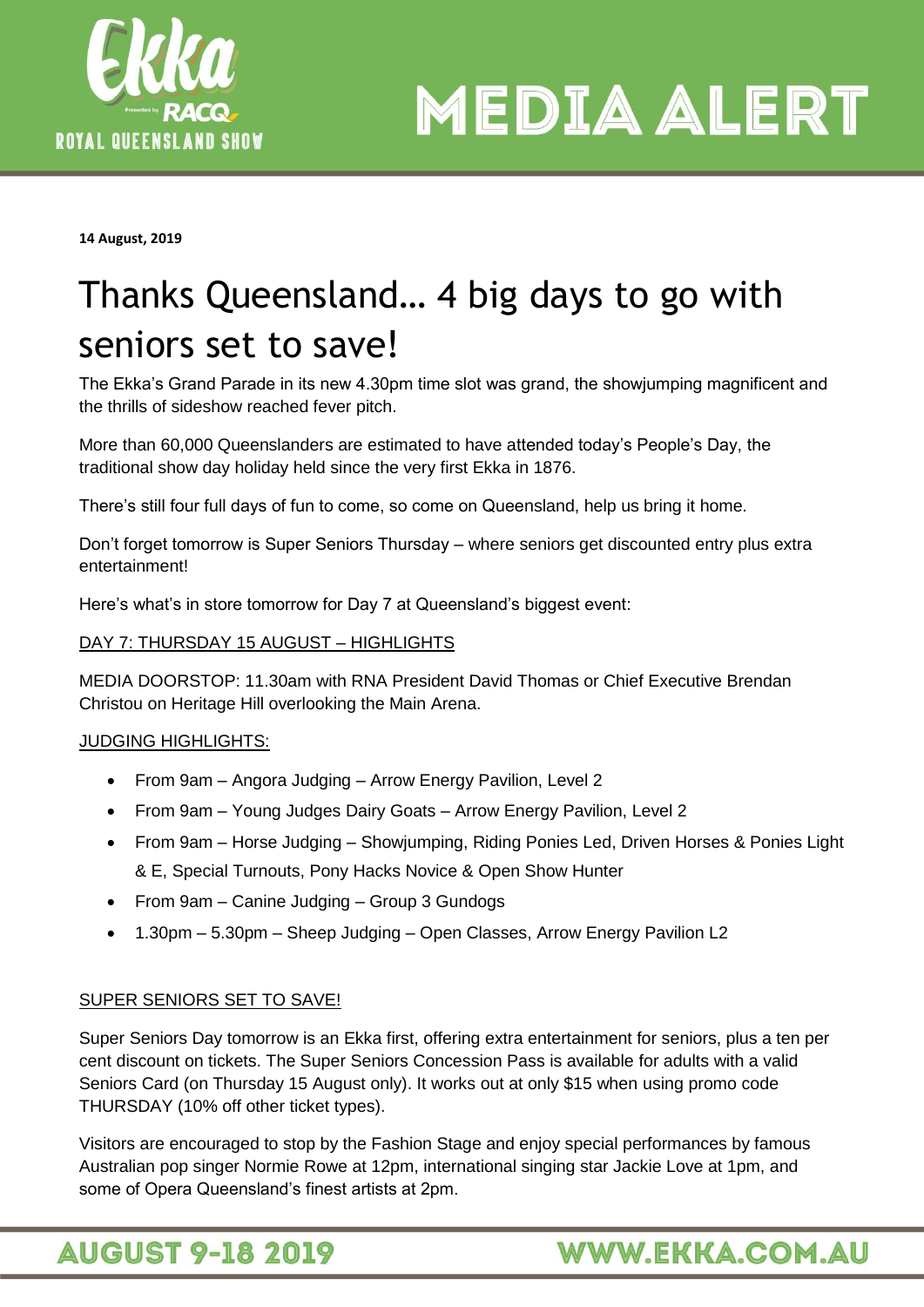# MEDIA ALERT

**14 August, 2019**

# Thanks Queensland… 4 big days to go with seniors set to save!

The Ekka's Grand Parade in its new 4.30pm time slot was grand, the showjumping magnificent and the thrills of sideshow reached fever pitch.

More than 60,000 Queenslanders are estimated to have attended today's People's Day, the traditional show day holiday held since the very first Ekka in 1876.

There's still four full days of fun to come, so come on Queensland, help us bring it home.

Don't forget tomorrow is Super Seniors Thursday – where seniors get discounted entry plus extra entertainment!

Here's what's in store tomorrow for Day 7 at Queensland's biggest event:

DAY 7: THURSDAY 15 AUGUST – HIGHLIGHTS

MEDIA DOORSTOP: 11.30am with RNA President David Thomas or Chief Executive Brendan Christou on Heritage Hill overlooking the Main Arena.

JUDGING HIGHLIGHTS:

- From 9am – Angora Judging – Arrow Energy Pavilion, Level 2
- From 9am – Young Judges Dairy Goats – Arrow Energy Pavilion, Level 2
- From 9am – Horse Judging – Showjumping, Riding Ponies Led, Driven Horses & Ponies Light & E, Special Turnouts, Pony Hacks Novice & Open Show Hunter
- From 9am – Canine Judging – Group 3 Gundogs
- 1.30pm – 5.30pm – Sheep Judging – Open Classes, Arrow Energy Pavilion L2

SUPER SENIORS SET TO SAVE!

Super Seniors Day tomorrow is an Ekka first, offering extra entertainment for seniors, plus a ten per cent discount on tickets. The Super Seniors Concession Pass is available for adults with a valid Seniors Card (on Thursday 15 August only). It works out at only $15 when using promo code THURSDAY (10% off other ticket types).

Visitors are encouraged to stop by the Fashion Stage and enjoy special performances by famous Australian pop singer Normie Rowe at 12pm, international singing star Jackie Love at 1pm, and some of Opera Queensland's finest artists at 2pm.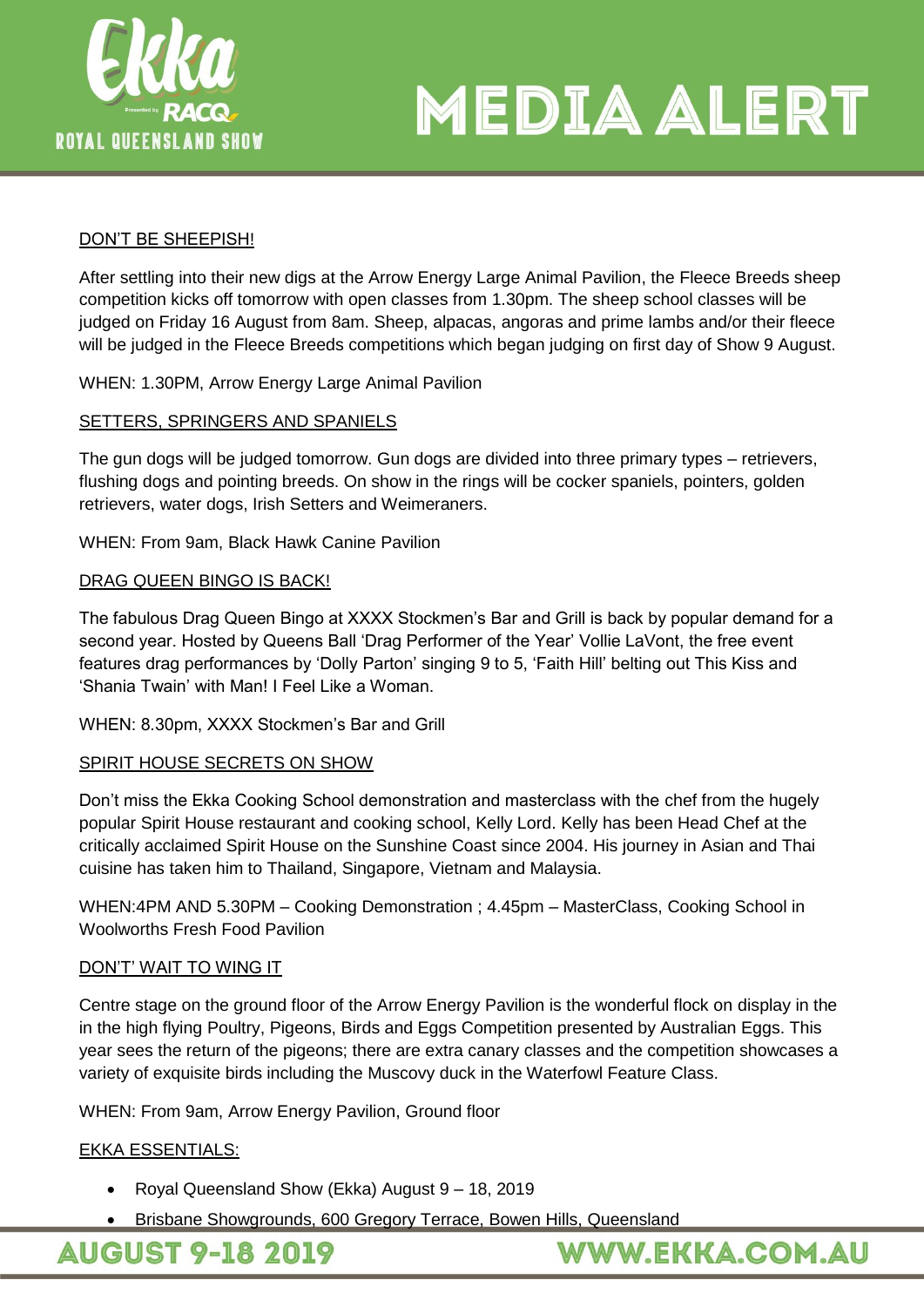# MEDIA ALERT

DON'T BE SHEEPISH!

After settling into their new digs at the Arrow Energy Large Animal Pavilion, the Fleece Breeds sheep competition kicks off tomorrow with open classes from 1.30pm. The sheep school classes will be judged on Friday 16 August from 8am. Sheep, alpacas, angoras and prime lambs and/or their fleece will be judged in the Fleece Breeds competitions which began judging on first day of Show 9 August.

WHEN: 1.30PM, Arrow Energy Large Animal Pavilion

SETTERS, SPRINGERS AND SPANIELS

The gun dogs will be judged tomorrow. Gun dogs are divided into three primary types – retrievers, flushing dogs and pointing breeds. On show in the rings will be cocker spaniels, pointers, golden retrievers, water dogs, Irish Setters and Weimeraners.

WHEN: From 9am, Black Hawk Canine Pavilion

DRAG QUEEN BINGO IS BACK!

The fabulous Drag Queen Bingo at XXXX Stockmen's Bar and Grill is back by popular demand for a second year. Hosted by Queens Ball 'Drag Performer of the Year' Vollie LaVont, the free event features drag performances by 'Dolly Parton' singing 9 to 5, 'Faith Hill' belting out This Kiss and 'Shania Twain' with Man! I Feel Like a Woman.

WHEN: 8.30pm, XXXX Stockmen's Bar and Grill

SPIRIT HOUSE SECRETS ON SHOW

Don't miss the Ekka Cooking School demonstration and masterclass with the chef from the hugely popular Spirit House restaurant and cooking school, Kelly Lord. Kelly has been Head Chef at the critically acclaimed Spirit House on the Sunshine Coast since 2004. His journey in Asian and Thai cuisine has taken him to Thailand, Singapore, Vietnam and Malaysia.

WHEN:4PM AND 5.30PM – Cooking Demonstration ; 4.45pm – MasterClass, Cooking School in Woolworths Fresh Food Pavilion

DON'T' WAIT TO WING IT

Centre stage on the ground floor of the Arrow Energy Pavilion is the wonderful flock on display in the in the high flying Poultry, Pigeons, Birds and Eggs Competition presented by Australian Eggs. This year sees the return of the pigeons; there are extra canary classes and the competition showcases a variety of exquisite birds including the Muscovy duck in the Waterfowl Feature Class.

WHEN: From 9am, Arrow Energy Pavilion, Ground floor

EKKA ESSENTIALS:

- Royal Queensland Show (Ekka) August 9 – 18, 2019
- Brisbane Showgrounds, 600 Gregory Terrace, Bowen Hills, Queensland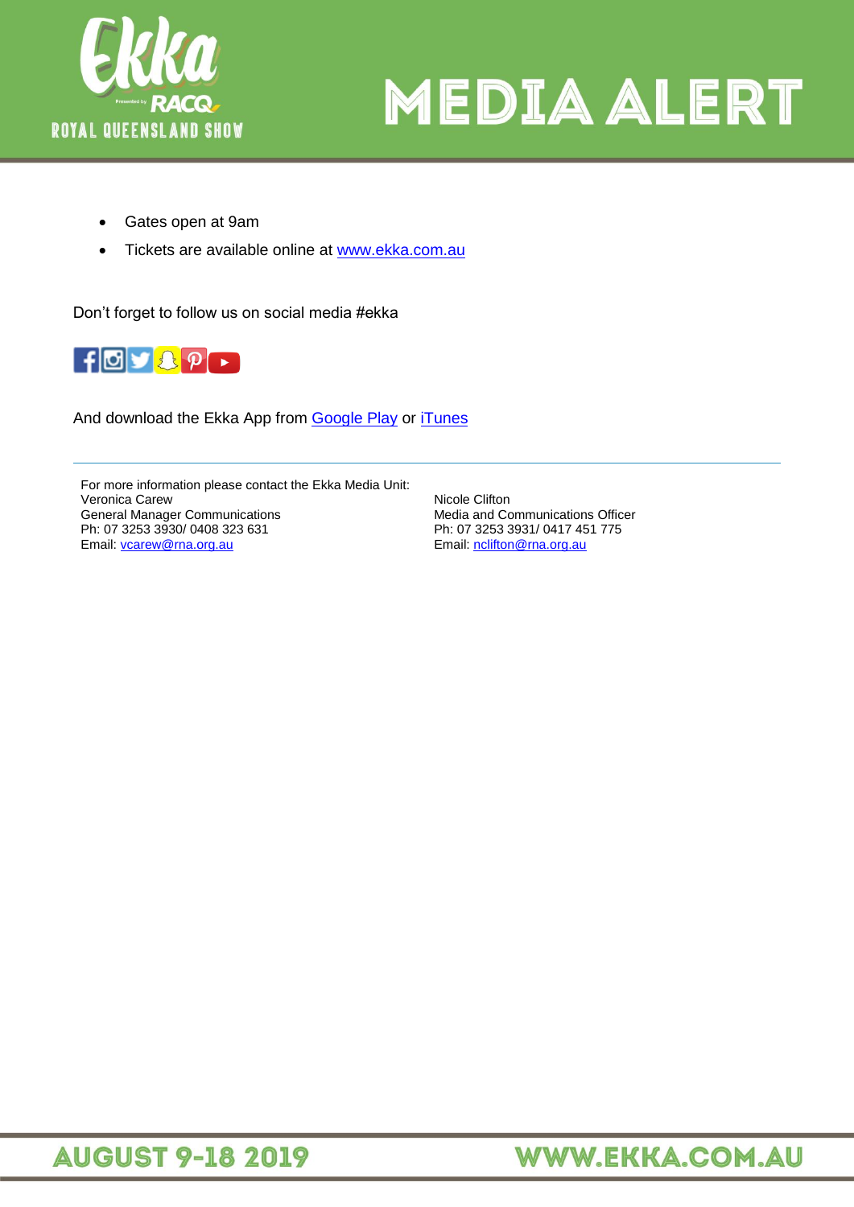- Gates open at 9am
- Tickets are available online at www.ekka.com.au

Don't forget to follow us on social media #ekka

And download the Ekka App from Google Play or iTunes

---

For more information please contact the Ekka Media Unit:

Veronica Carew
General Manager Communications
Ph: 07 3253 3930/ 0408 323 631
Email: vcarew@rna.org.au

Nicole Clifton
Media and Communications Officer
Ph: 07 3253 3931/ 0417 451 775
Email: nclifton@rna.org.au